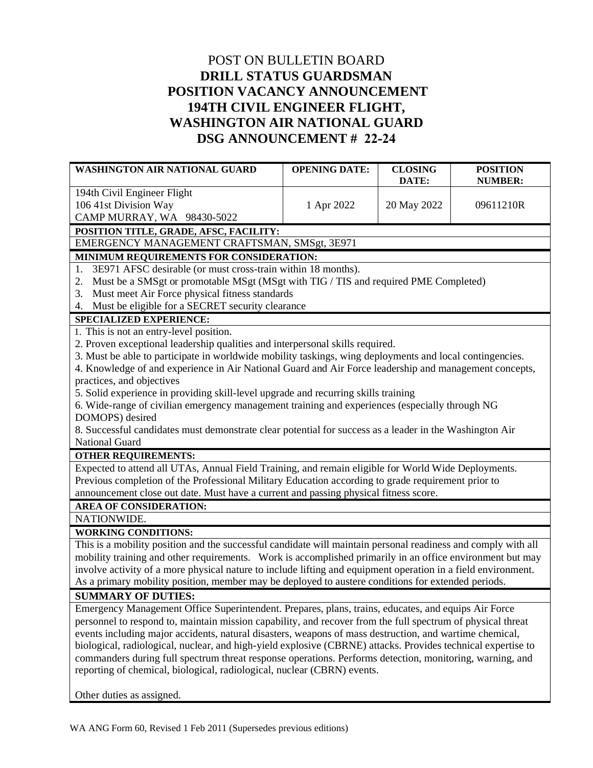POST ON BULLETIN BOARD

# DRILL STATUS GUARDSMAN POSITION VACANCY ANNOUNCEMENT 194TH CIVIL ENGINEER FLIGHT, WASHINGTON AIR NATIONAL GUARD DSG ANNOUNCEMENT # 22-24

| WASHINGTON AIR NATIONAL GUARD | OPENING DATE: | CLOSING DATE: | POSITION NUMBER: |
|---|---|---|---|
| 194th Civil Engineer Flight<br>106 41st Division Way<br>CAMP MURRAY, WA 98430-5022 | 1 Apr 2022 | 20 May 2022 | 09611210R |

**POSITION TITLE, GRADE, AFSC, FACILITY:**

EMERGENCY MANAGEMENT CRAFTSMAN, SMSgt, 3E971

**MINIMUM REQUIREMENTS FOR CONSIDERATION:**

1. 3E971 AFSC desirable (or must cross-train within 18 months).
2. Must be a SMSgt or promotable MSgt (MSgt with TIG / TIS and required PME Completed)
3. Must meet Air Force physical fitness standards
4. Must be eligible for a SECRET security clearance

**SPECIALIZED EXPERIENCE:**

1. This is not an entry-level position.
2. Proven exceptional leadership qualities and interpersonal skills required.
3. Must be able to participate in worldwide mobility taskings, wing deployments and local contingencies.
4. Knowledge of and experience in Air National Guard and Air Force leadership and management concepts, practices, and objectives
5. Solid experience in providing skill-level upgrade and recurring skills training
6. Wide-range of civilian emergency management training and experiences (especially through NG DOMOPS) desired
8. Successful candidates must demonstrate clear potential for success as a leader in the Washington Air National Guard

**OTHER REQUIREMENTS:**

Expected to attend all UTAs, Annual Field Training, and remain eligible for World Wide Deployments. Previous completion of the Professional Military Education according to grade requirement prior to announcement close out date. Must have a current and passing physical fitness score.

**AREA OF CONSIDERATION:**

NATIONWIDE.

**WORKING CONDITIONS:**

This is a mobility position and the successful candidate will maintain personal readiness and comply with all mobility training and other requirements. Work is accomplished primarily in an office environment but may involve activity of a more physical nature to include lifting and equipment operation in a field environment. As a primary mobility position, member may be deployed to austere conditions for extended periods.

**SUMMARY OF DUTIES:**

Emergency Management Office Superintendent. Prepares, plans, trains, educates, and equips Air Force personnel to respond to, maintain mission capability, and recover from the full spectrum of physical threat events including major accidents, natural disasters, weapons of mass destruction, and wartime chemical, biological, radiological, nuclear, and high-yield explosive (CBRNE) attacks. Provides technical expertise to commanders during full spectrum threat response operations. Performs detection, monitoring, warning, and reporting of chemical, biological, radiological, nuclear (CBRN) events.

Other duties as assigned.

WA ANG Form 60, Revised 1 Feb 2011 (Supersedes previous editions)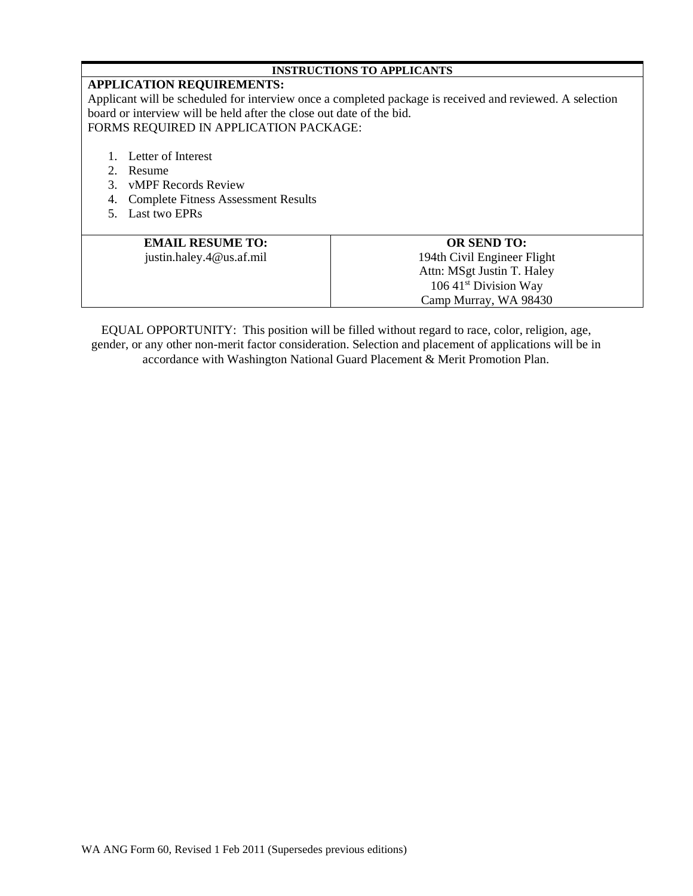**INSTRUCTIONS TO APPLICANTS**

**APPLICATION REQUIREMENTS:**

Applicant will be scheduled for interview once a completed package is received and reviewed. A selection board or interview will be held after the close out date of the bid.

FORMS REQUIRED IN APPLICATION PACKAGE:

1. Letter of Interest
2. Resume
3. vMPF Records Review
4. Complete Fitness Assessment Results
5. Last two EPRs

| EMAIL RESUME TO: | OR SEND TO: |
|---|---|
| justin.haley.4@us.af.mil | 194th Civil Engineer Flight<br>Attn: MSgt Justin T. Haley<br>106 41st Division Way<br>Camp Murray, WA 98430 |

EQUAL OPPORTUNITY: This position will be filled without regard to race, color, religion, age, gender, or any other non-merit factor consideration. Selection and placement of applications will be in accordance with Washington National Guard Placement & Merit Promotion Plan.

WA ANG Form 60, Revised 1 Feb 2011 (Supersedes previous editions)